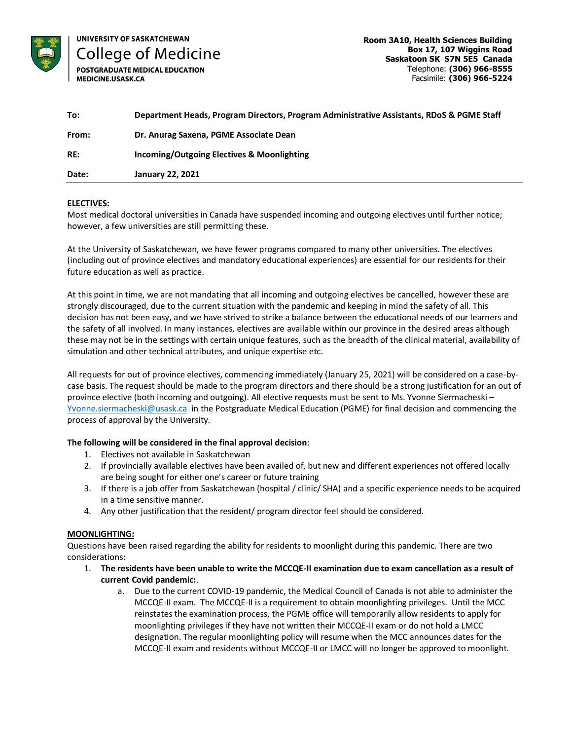UNIVERSITY OF SASKATCHEWAN
College of Medicine
POSTGRADUATE MEDICAL EDUCATION
MEDICINE.USASK.CA

Room 3A10, Health Sciences Building
Box 17, 107 Wiggins Road
Saskatoon SK S7N 5E5 Canada
Telephone: **(306) 966-8555**
Facsimile: **(306) 966-5224**

| | |
|---|---|
| **To:** | **Department Heads, Program Directors, Program Administrative Assistants, RDoS & PGME Staff** |
| **From:** | **Dr. Anurag Saxena, PGME Associate Dean** |
| **RE:** | **Incoming/Outgoing Electives & Moonlighting** |
| **Date:** | **January 22, 2021** |

**ELECTIVES:**

Most medical doctoral universities in Canada have suspended incoming and outgoing electives until further notice; however, a few universities are still permitting these.

At the University of Saskatchewan, we have fewer programs compared to many other universities. The electives (including out of province electives and mandatory educational experiences) are essential for our residents for their future education as well as practice.

At this point in time, we are not mandating that all incoming and outgoing electives be cancelled, however these are strongly discouraged, due to the current situation with the pandemic and keeping in mind the safety of all. This decision has not been easy, and we have strived to strike a balance between the educational needs of our learners and the safety of all involved. In many instances, electives are available within our province in the desired areas although these may not be in the settings with certain unique features, such as the breadth of the clinical material, availability of simulation and other technical attributes, and unique expertise etc.

All requests for out of province electives, commencing immediately (January 25, 2021) will be considered on a case-by-case basis. The request should be made to the program directors and there should be a strong justification for an out of province elective (both incoming and outgoing). All elective requests must be sent to Ms. Yvonne Siermacheski – Yvonne.siermacheski@usask.ca in the Postgraduate Medical Education (PGME) for final decision and commencing the process of approval by the University.

**The following will be considered in the final approval decision**:

1. Electives not available in Saskatchewan
2. If provincially available electives have been availed of, but new and different experiences not offered locally are being sought for either one's career or future training
3. If there is a job offer from Saskatchewan (hospital / clinic/ SHA) and a specific experience needs to be acquired in a time sensitive manner.
4. Any other justification that the resident/ program director feel should be considered.

**MOONLIGHTING:**

Questions have been raised regarding the ability for residents to moonlight during this pandemic. There are two considerations:

1. **The residents have been unable to write the MCCQE-II examination due to exam cancellation as a result of current Covid pandemic:**.
   a. Due to the current COVID-19 pandemic, the Medical Council of Canada is not able to administer the MCCQE-II exam. The MCCQE-II is a requirement to obtain moonlighting privileges. Until the MCC reinstates the examination process, the PGME office will temporarily allow residents to apply for moonlighting privileges if they have not written their MCCQE-II exam or do not hold a LMCC designation. The regular moonlighting policy will resume when the MCC announces dates for the MCCQE-II exam and residents without MCCQE-II or LMCC will no longer be approved to moonlight.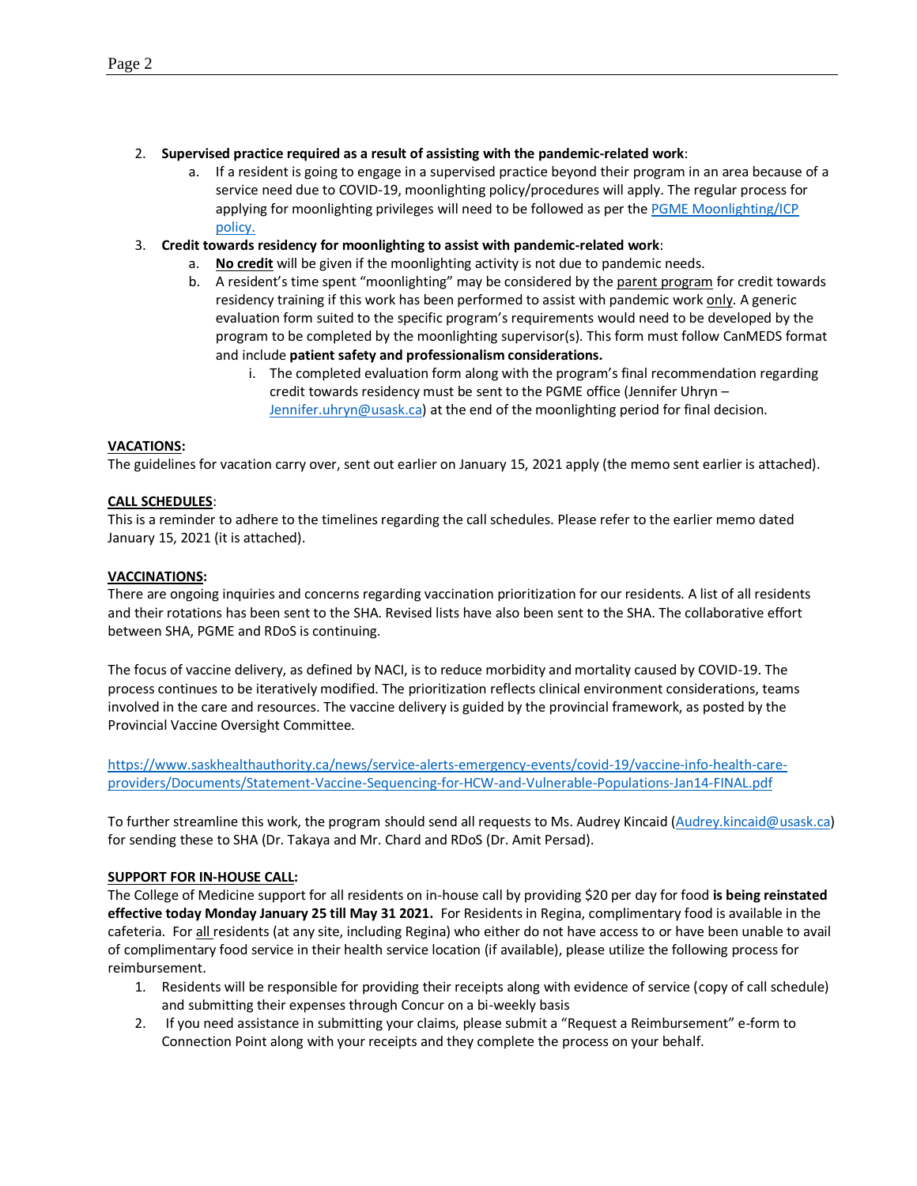2. **Supervised practice required as a result of assisting with the pandemic-related work**:
   a. If a resident is going to engage in a supervised practice beyond their program in an area because of a service need due to COVID-19, moonlighting policy/procedures will apply. The regular process for applying for moonlighting privileges will need to be followed as per the [PGME Moonlighting/ICP policy.]()
3. **Credit towards residency for moonlighting to assist with pandemic-related work**:
   a. **No credit** will be given if the moonlighting activity is not due to pandemic needs.
   b. A resident's time spent "moonlighting" may be considered by the parent program for credit towards residency training if this work has been performed to assist with pandemic work only. A generic evaluation form suited to the specific program's requirements would need to be developed by the program to be completed by the moonlighting supervisor(s). This form must follow CanMEDS format and include **patient safety and professionalism considerations.**
      i. The completed evaluation form along with the program's final recommendation regarding credit towards residency must be sent to the PGME office (Jennifer Uhryn – Jennifer.uhryn@usask.ca) at the end of the moonlighting period for final decision.

**VACATIONS:**
The guidelines for vacation carry over, sent out earlier on January 15, 2021 apply (the memo sent earlier is attached).

**CALL SCHEDULES**:
This is a reminder to adhere to the timelines regarding the call schedules. Please refer to the earlier memo dated January 15, 2021 (it is attached).

**VACCINATIONS:**
There are ongoing inquiries and concerns regarding vaccination prioritization for our residents. A list of all residents and their rotations has been sent to the SHA. Revised lists have also been sent to the SHA. The collaborative effort between SHA, PGME and RDoS is continuing.

The focus of vaccine delivery, as defined by NACI, is to reduce morbidity and mortality caused by COVID-19. The process continues to be iteratively modified. The prioritization reflects clinical environment considerations, teams involved in the care and resources. The vaccine delivery is guided by the provincial framework, as posted by the Provincial Vaccine Oversight Committee.

https://www.saskhealthauthority.ca/news/service-alerts-emergency-events/covid-19/vaccine-info-health-care-providers/Documents/Statement-Vaccine-Sequencing-for-HCW-and-Vulnerable-Populations-Jan14-FINAL.pdf

To further streamline this work, the program should send all requests to Ms. Audrey Kincaid (Audrey.kincaid@usask.ca) for sending these to SHA (Dr. Takaya and Mr. Chard and RDoS (Dr. Amit Persad).

**SUPPORT FOR IN-HOUSE CALL:**
The College of Medicine support for all residents on in-house call by providing $20 per day for food **is being reinstated effective today Monday January 25 till May 31 2021.** For Residents in Regina, complimentary food is available in the cafeteria. For all residents (at any site, including Regina) who either do not have access to or have been unable to avail of complimentary food service in their health service location (if available), please utilize the following process for reimbursement.

1. Residents will be responsible for providing their receipts along with evidence of service (copy of call schedule) and submitting their expenses through Concur on a bi-weekly basis
2. If you need assistance in submitting your claims, please submit a "Request a Reimbursement" e-form to Connection Point along with your receipts and they complete the process on your behalf.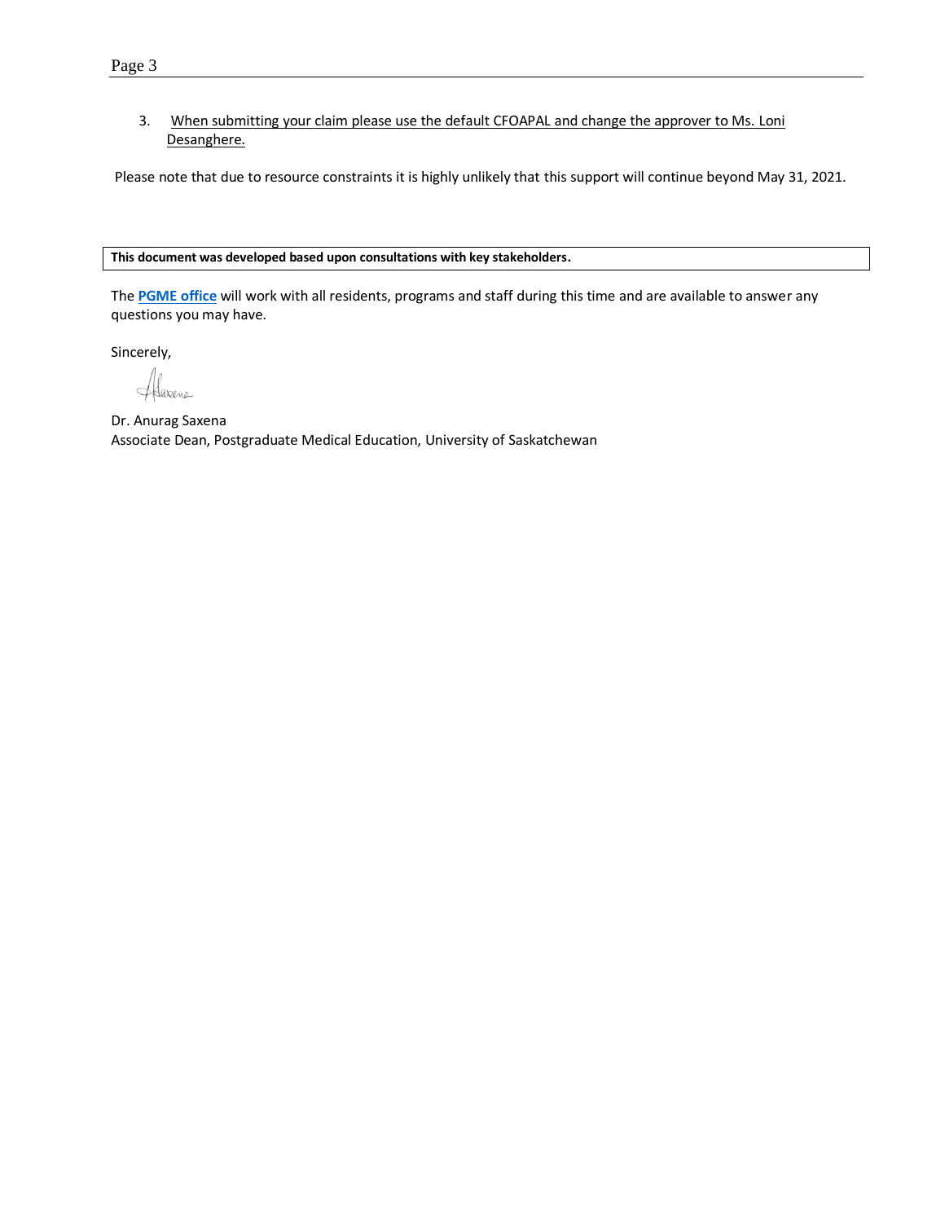3. When submitting your claim please use the default CFOAPAL and change the approver to Ms. Loni Desanghere.

Please note that due to resource constraints it is highly unlikely that this support will continue beyond May 31, 2021.

**This document was developed based upon consultations with key stakeholders.**

The **PGME office** will work with all residents, programs and staff during this time and are available to answer any questions you may have.

Sincerely,

Dr. Anurag Saxena
Associate Dean, Postgraduate Medical Education, University of Saskatchewan